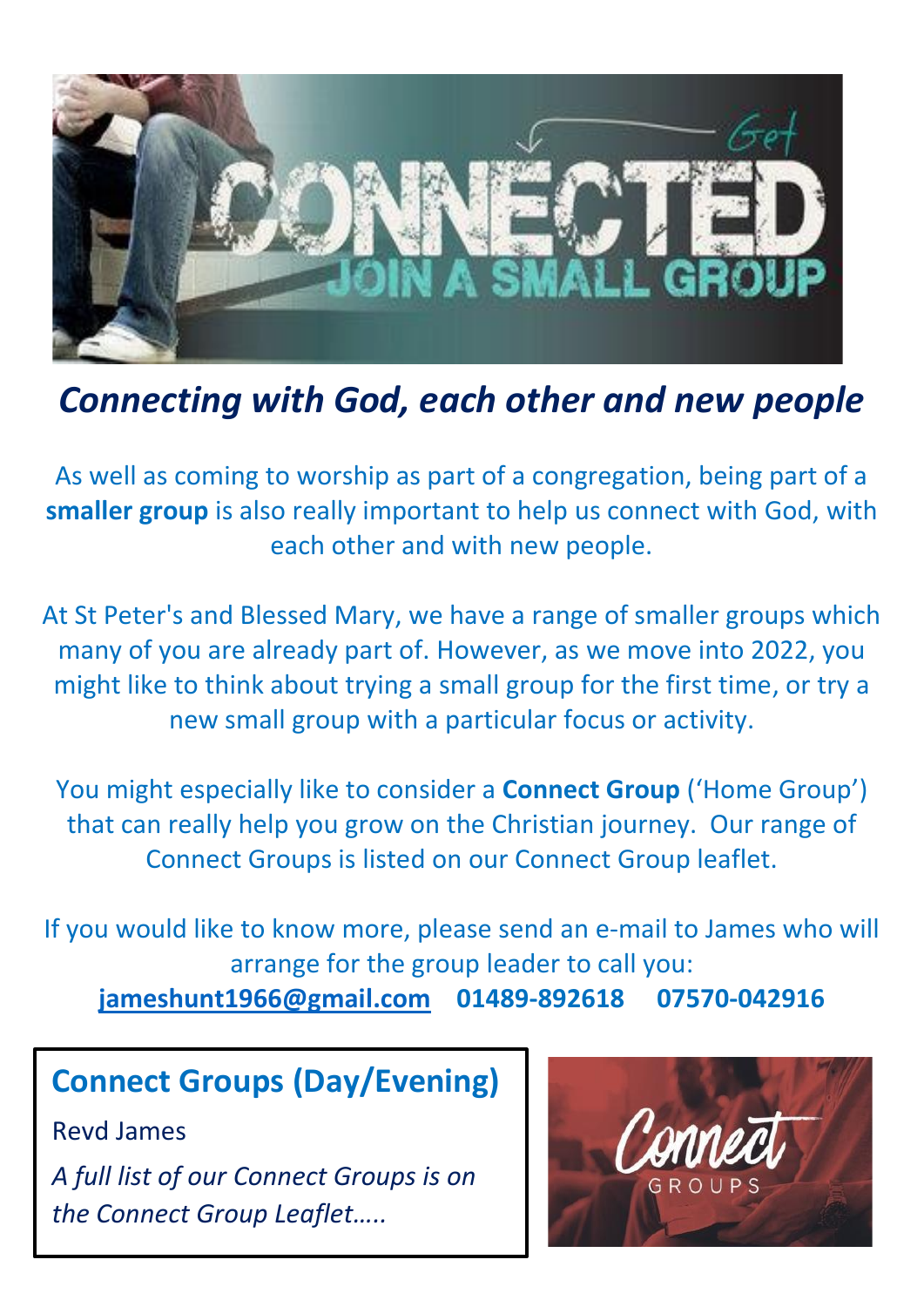## *Connecting with God, each other and new people*

As well as coming to worship as part of a congregation, being part of a **smaller group** is also really important to help us connect with God, with each other and with new people.

At St Peter's and Blessed Mary, we have a range of smaller groups which many of you are already part of. However, as we move into 2022, you might like to think about trying a small group for the first time, or try a new small group with a particular focus or activity.

You might especially like to consider a **Connect Group** ('Home Group') that can really help you grow on the Christian journey. Our range of Connect Groups is listed on our Connect Group leaflet.

If you would like to know more, please send an e-mail to James who will arrange for the group leader to call you:
**jameshunt1966@gmail.com 01489-892618 07570-042916**

### Connect Groups (Day/Evening)

Revd James

*A full list of our Connect Groups is on the Connect Group Leaflet…..*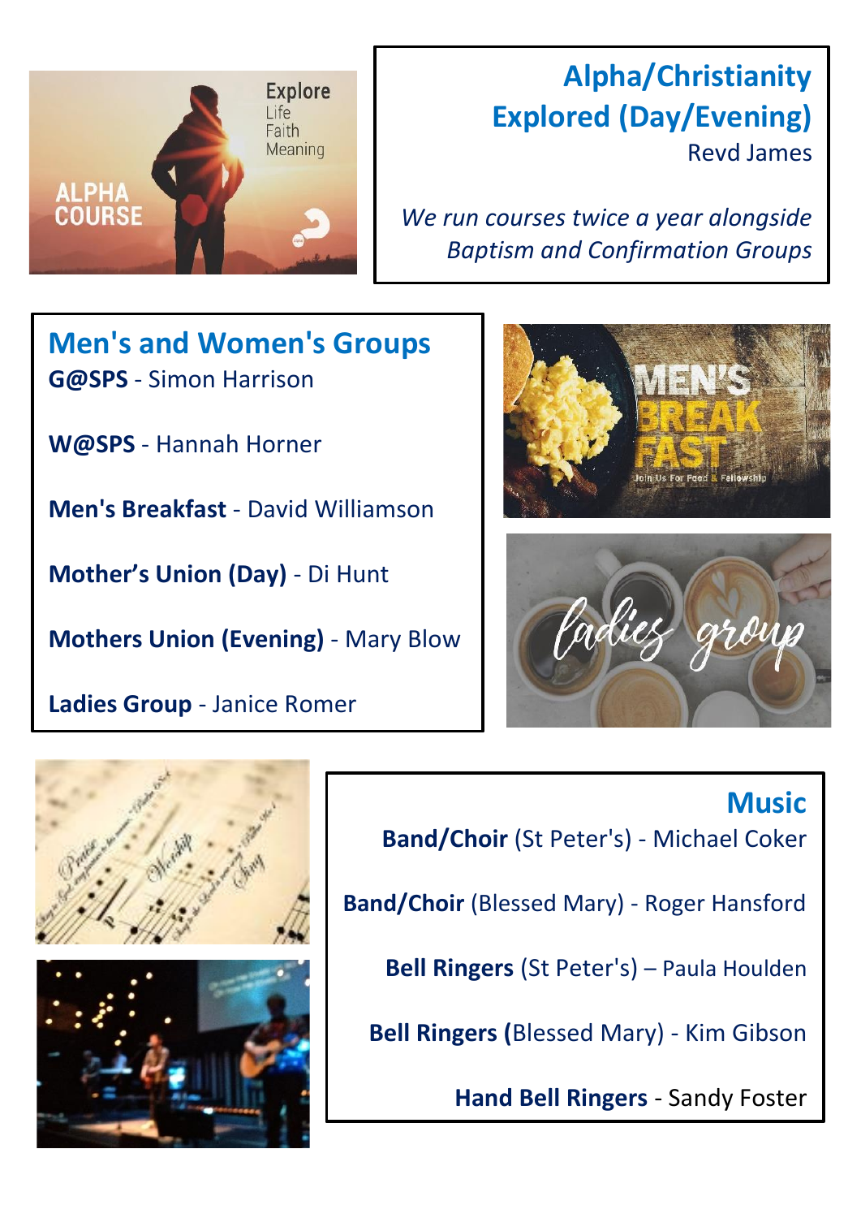## Alpha/Christianity Explored (Day/Evening)

Revd James

*We run courses twice a year alongside Baptism and Confirmation Groups*

## Men's and Women's Groups

**G@SPS** - Simon Harrison

**W@SPS** - Hannah Horner

**Men's Breakfast** - David Williamson

**Mother's Union (Day)** - Di Hunt

**Mothers Union (Evening)** - Mary Blow

**Ladies Group** - Janice Romer

## Music

**Band/Choir** (St Peter's) - Michael Coker

**Band/Choir** (Blessed Mary) - Roger Hansford

**Bell Ringers** (St Peter's) – Paula Houlden

**Bell Ringers (**Blessed Mary) - Kim Gibson

**Hand Bell Ringers** - Sandy Foster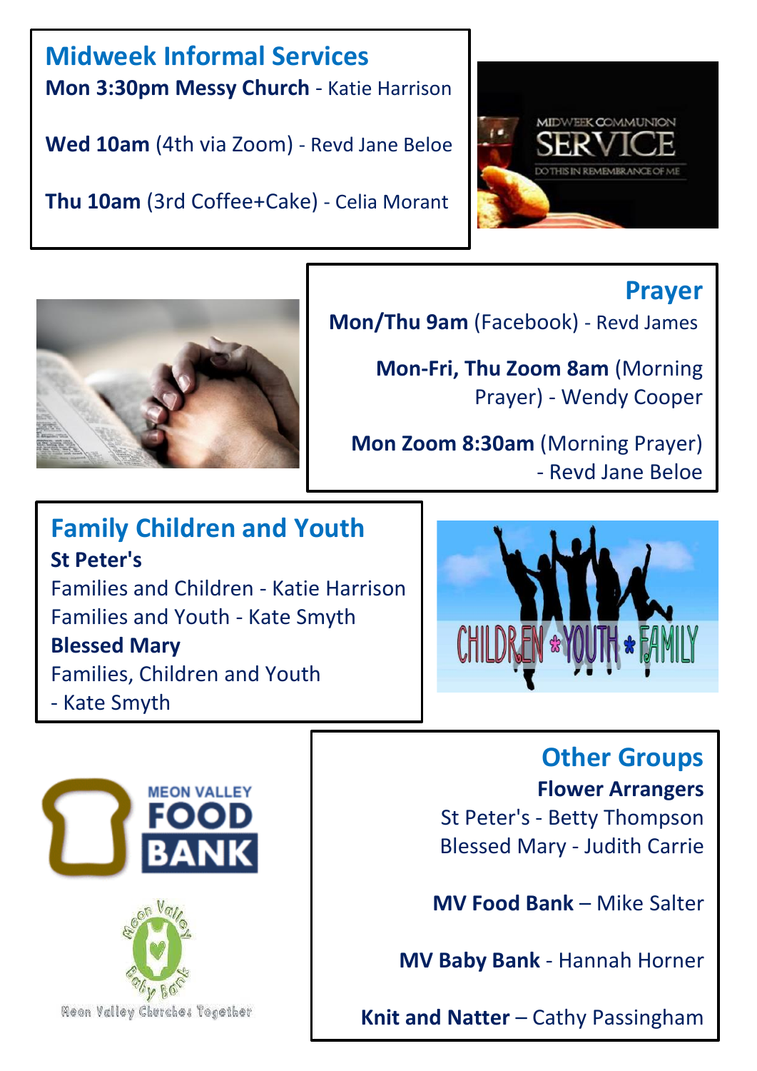## Midweek Informal Services

**Mon 3:30pm Messy Church** - Katie Harrison

**Wed 10am** (4th via Zoom) - Revd Jane Beloe

**Thu 10am** (3rd Coffee+Cake) - Celia Morant

## Prayer

**Mon/Thu 9am** (Facebook) - Revd James

**Mon-Fri, Thu Zoom 8am** (Morning Prayer) - Wendy Cooper

**Mon Zoom 8:30am** (Morning Prayer) - Revd Jane Beloe

## Family Children and Youth

**St Peter's**

Families and Children - Katie Harrison

Families and Youth - Kate Smyth

**Blessed Mary**

Families, Children and Youth - Kate Smyth

## Other Groups

**Flower Arrangers**

St Peter's - Betty Thompson

Blessed Mary - Judith Carrie

**MV Food Bank** – Mike Salter

**MV Baby Bank** - Hannah Horner

**Knit and Natter** – Cathy Passingham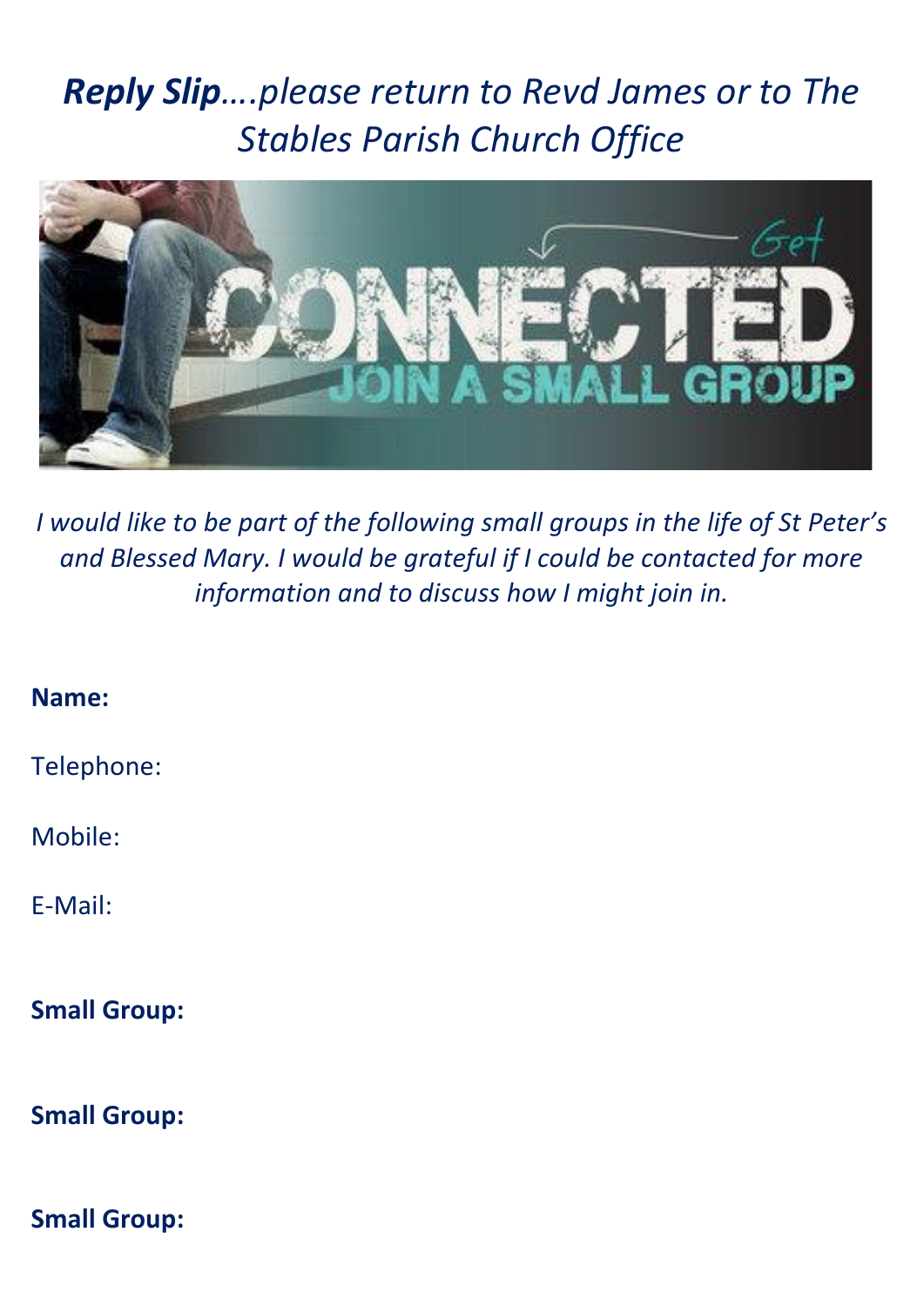***Reply Slip****….please return to Revd James or to The Stables Parish Church Office*

*I would like to be part of the following small groups in the life of St Peter's and Blessed Mary. I would be grateful if I could be contacted for more information and to discuss how I might join in.*

**Name:**

Telephone:

Mobile:

E-Mail:

**Small Group:**

**Small Group:**

**Small Group:**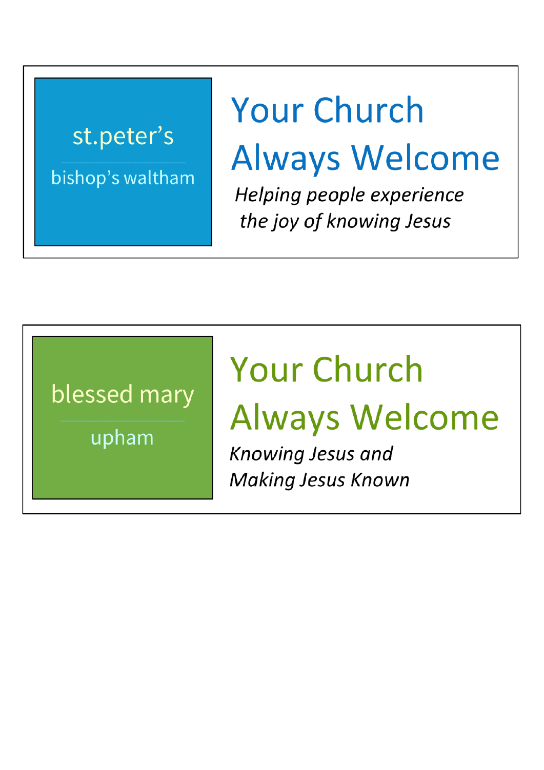st.peter's

bishop's waltham

# Your Church Always Welcome

*Helping people experience the joy of knowing Jesus*

---

blessed mary

upham

# Your Church Always Welcome

*Knowing Jesus and Making Jesus Known*